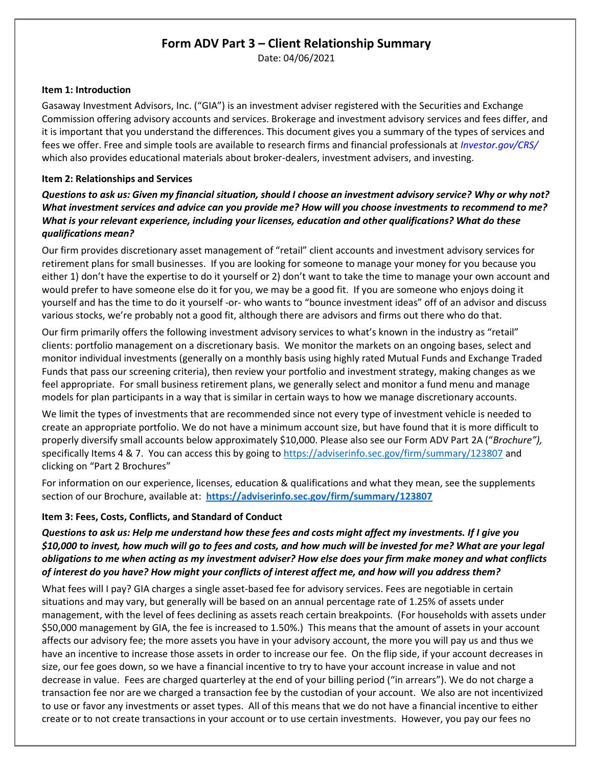# Form ADV Part 3 – Client Relationship Summary

Date: 04/06/2021

### Item 1: Introduction

Gasaway Investment Advisors, Inc. ("GIA") is an investment adviser registered with the Securities and Exchange Commission offering advisory accounts and services. Brokerage and investment advisory services and fees differ, and it is important that you understand the differences. This document gives you a summary of the types of services and fees we offer. Free and simple tools are available to research firms and financial professionals at *Investor.gov/CRS/* which also provides educational materials about broker-dealers, investment advisers, and investing.

### Item 2: Relationships and Services

***Questions to ask us: Given my financial situation, should I choose an investment advisory service? Why or why not? What investment services and advice can you provide me? How will you choose investments to recommend to me? What is your relevant experience, including your licenses, education and other qualifications? What do these qualifications mean?***

Our firm provides discretionary asset management of "retail" client accounts and investment advisory services for retirement plans for small businesses. If you are looking for someone to manage your money for you because you either 1) don't have the expertise to do it yourself or 2) don't want to take the time to manage your own account and would prefer to have someone else do it for you, we may be a good fit. If you are someone who enjoys doing it yourself and has the time to do it yourself -or- who wants to "bounce investment ideas" off of an advisor and discuss various stocks, we're probably not a good fit, although there are advisors and firms out there who do that.

Our firm primarily offers the following investment advisory services to what's known in the industry as "retail" clients: portfolio management on a discretionary basis. We monitor the markets on an ongoing bases, select and monitor individual investments (generally on a monthly basis using highly rated Mutual Funds and Exchange Traded Funds that pass our screening criteria), then review your portfolio and investment strategy, making changes as we feel appropriate. For small business retirement plans, we generally select and monitor a fund menu and manage models for plan participants in a way that is similar in certain ways to how we manage discretionary accounts.

We limit the types of investments that are recommended since not every type of investment vehicle is needed to create an appropriate portfolio. We do not have a minimum account size, but have found that it is more difficult to properly diversify small accounts below approximately $10,000. Please also see our Form ADV Part 2A ("*Brochure"),* specifically Items 4 & 7. You can access this by going to https://adviserinfo.sec.gov/firm/summary/123807 and clicking on "Part 2 Brochures"

For information on our experience, licenses, education & qualifications and what they mean, see the supplements section of our Brochure, available at: **https://adviserinfo.sec.gov/firm/summary/123807**

### Item 3: Fees, Costs, Conflicts, and Standard of Conduct

***Questions to ask us: Help me understand how these fees and costs might affect my investments. If I give you $10,000 to invest, how much will go to fees and costs, and how much will be invested for me? What are your legal obligations to me when acting as my investment adviser? How else does your firm make money and what conflicts of interest do you have? How might your conflicts of interest affect me, and how will you address them?***

What fees will I pay? GIA charges a single asset-based fee for advisory services. Fees are negotiable in certain situations and may vary, but generally will be based on an annual percentage rate of 1.25% of assets under management, with the level of fees declining as assets reach certain breakpoints. (For households with assets under $50,000 management by GIA, the fee is increased to 1.50%.) This means that the amount of assets in your account affects our advisory fee; the more assets you have in your advisory account, the more you will pay us and thus we have an incentive to increase those assets in order to increase our fee. On the flip side, if your account decreases in size, our fee goes down, so we have a financial incentive to try to have your account increase in value and not decrease in value. Fees are charged quarterley at the end of your billing period ("in arrears"). We do not charge a transaction fee nor are we charged a transaction fee by the custodian of your account. We also are not incentivized to use or favor any investments or asset types. All of this means that we do not have a financial incentive to either create or to not create transactions in your account or to use certain investments. However, you pay our fees no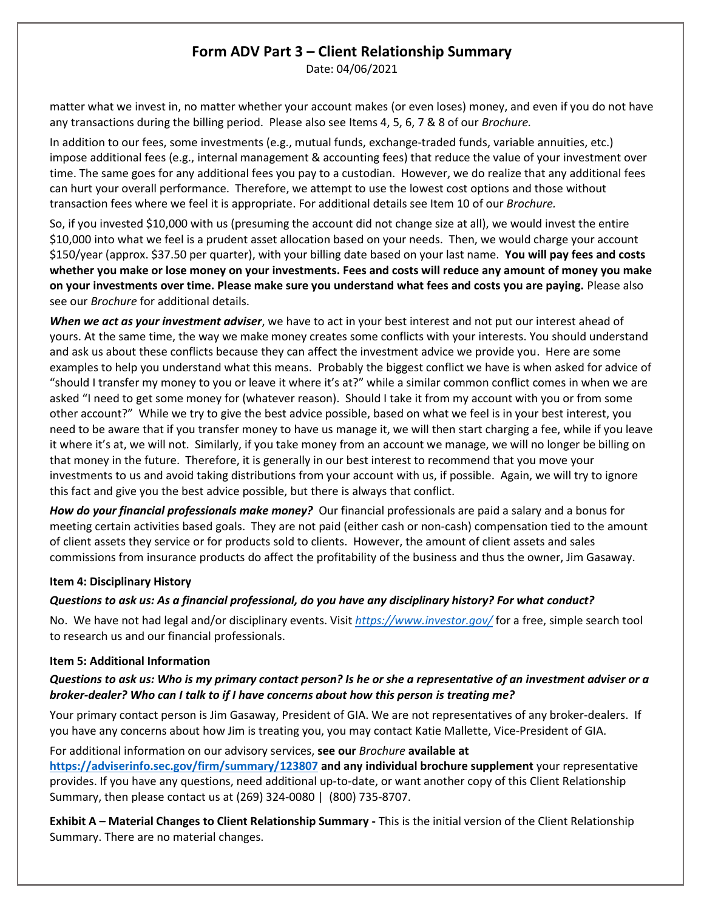matter what we invest in, no matter whether your account makes (or even loses) money, and even if you do not have any transactions during the billing period. Please also see Items 4, 5, 6, 7 & 8 of our *Brochure.*

In addition to our fees, some investments (e.g., mutual funds, exchange-traded funds, variable annuities, etc.) impose additional fees (e.g., internal management & accounting fees) that reduce the value of your investment over time. The same goes for any additional fees you pay to a custodian. However, we do realize that any additional fees can hurt your overall performance. Therefore, we attempt to use the lowest cost options and those without transaction fees where we feel it is appropriate. For additional details see Item 10 of our *Brochure.*

So, if you invested $10,000 with us (presuming the account did not change size at all), we would invest the entire $10,000 into what we feel is a prudent asset allocation based on your needs. Then, we would charge your account $150/year (approx. $37.50 per quarter), with your billing date based on your last name. **You will pay fees and costs whether you make or lose money on your investments. Fees and costs will reduce any amount of money you make on your investments over time. Please make sure you understand what fees and costs you are paying.** Please also see our *Brochure* for additional details.

***When we act as your investment adviser***, we have to act in your best interest and not put our interest ahead of yours. At the same time, the way we make money creates some conflicts with your interests. You should understand and ask us about these conflicts because they can affect the investment advice we provide you. Here are some examples to help you understand what this means. Probably the biggest conflict we have is when asked for advice of "should I transfer my money to you or leave it where it's at?" while a similar common conflict comes in when we are asked "I need to get some money for (whatever reason). Should I take it from my account with you or from some other account?" While we try to give the best advice possible, based on what we feel is in your best interest, you need to be aware that if you transfer money to have us manage it, we will then start charging a fee, while if you leave it where it's at, we will not. Similarly, if you take money from an account we manage, we will no longer be billing on that money in the future. Therefore, it is generally in our best interest to recommend that you move your investments to us and avoid taking distributions from your account with us, if possible. Again, we will try to ignore this fact and give you the best advice possible, but there is always that conflict.

***How do your financial professionals make money?*** Our financial professionals are paid a salary and a bonus for meeting certain activities based goals. They are not paid (either cash or non-cash) compensation tied to the amount of client assets they service or for products sold to clients. However, the amount of client assets and sales commissions from insurance products do affect the profitability of the business and thus the owner, Jim Gasaway.

**Item 4: Disciplinary History**

***Questions to ask us: As a financial professional, do you have any disciplinary history? For what conduct?***

No. We have not had legal and/or disciplinary events. Visit *https://www.investor.gov/* for a free, simple search tool to research us and our financial professionals.

**Item 5: Additional Information**

***Questions to ask us: Who is my primary contact person? Is he or she a representative of an investment adviser or a broker-dealer? Who can I talk to if I have concerns about how this person is treating me?***

Your primary contact person is Jim Gasaway, President of GIA. We are not representatives of any broker-dealers. If you have any concerns about how Jim is treating you, you may contact Katie Mallette, Vice-President of GIA.

For additional information on our advisory services, **see our *Brochure* available at https://adviserinfo.sec.gov/firm/summary/123807 and any individual brochure supplement** your representative provides. If you have any questions, need additional up-to-date, or want another copy of this Client Relationship Summary, then please contact us at (269) 324-0080 | (800) 735-8707.

**Exhibit A – Material Changes to Client Relationship Summary -** This is the initial version of the Client Relationship Summary. There are no material changes.